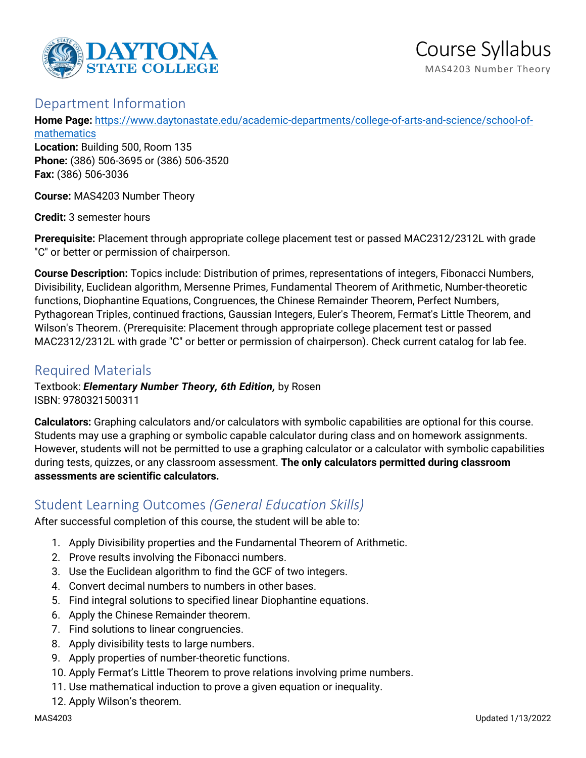# Course Syllabus

MAS4203 Number Theory

## Department Information

**Home Page:** https://www.daytonastate.edu/academic-departments/college-of-arts-and-science/school-of-mathematics
**Location:** Building 500, Room 135
**Phone:** (386) 506-3695 or (386) 506-3520
**Fax:** (386) 506-3036

**Course:** MAS4203 Number Theory

**Credit:** 3 semester hours

**Prerequisite:** Placement through appropriate college placement test or passed MAC2312/2312L with grade "C" or better or permission of chairperson.

**Course Description:** Topics include: Distribution of primes, representations of integers, Fibonacci Numbers, Divisibility, Euclidean algorithm, Mersenne Primes, Fundamental Theorem of Arithmetic, Number-theoretic functions, Diophantine Equations, Congruences, the Chinese Remainder Theorem, Perfect Numbers, Pythagorean Triples, continued fractions, Gaussian Integers, Euler's Theorem, Fermat's Little Theorem, and Wilson's Theorem. (Prerequisite: Placement through appropriate college placement test or passed MAC2312/2312L with grade "C" or better or permission of chairperson). Check current catalog for lab fee.

## Required Materials

Textbook: ***Elementary Number Theory, 6th Edition,*** by Rosen
ISBN: 9780321500311

**Calculators:** Graphing calculators and/or calculators with symbolic capabilities are optional for this course. Students may use a graphing or symbolic capable calculator during class and on homework assignments. However, students will not be permitted to use a graphing calculator or a calculator with symbolic capabilities during tests, quizzes, or any classroom assessment. **The only calculators permitted during classroom assessments are scientific calculators.**

## Student Learning Outcomes *(General Education Skills)*

After successful completion of this course, the student will be able to:

1. Apply Divisibility properties and the Fundamental Theorem of Arithmetic.
2. Prove results involving the Fibonacci numbers.
3. Use the Euclidean algorithm to find the GCF of two integers.
4. Convert decimal numbers to numbers in other bases.
5. Find integral solutions to specified linear Diophantine equations.
6. Apply the Chinese Remainder theorem.
7. Find solutions to linear congruencies.
8. Apply divisibility tests to large numbers.
9. Apply properties of number-theoretic functions.
10. Apply Fermat's Little Theorem to prove relations involving prime numbers.
11. Use mathematical induction to prove a given equation or inequality.
12. Apply Wilson's theorem.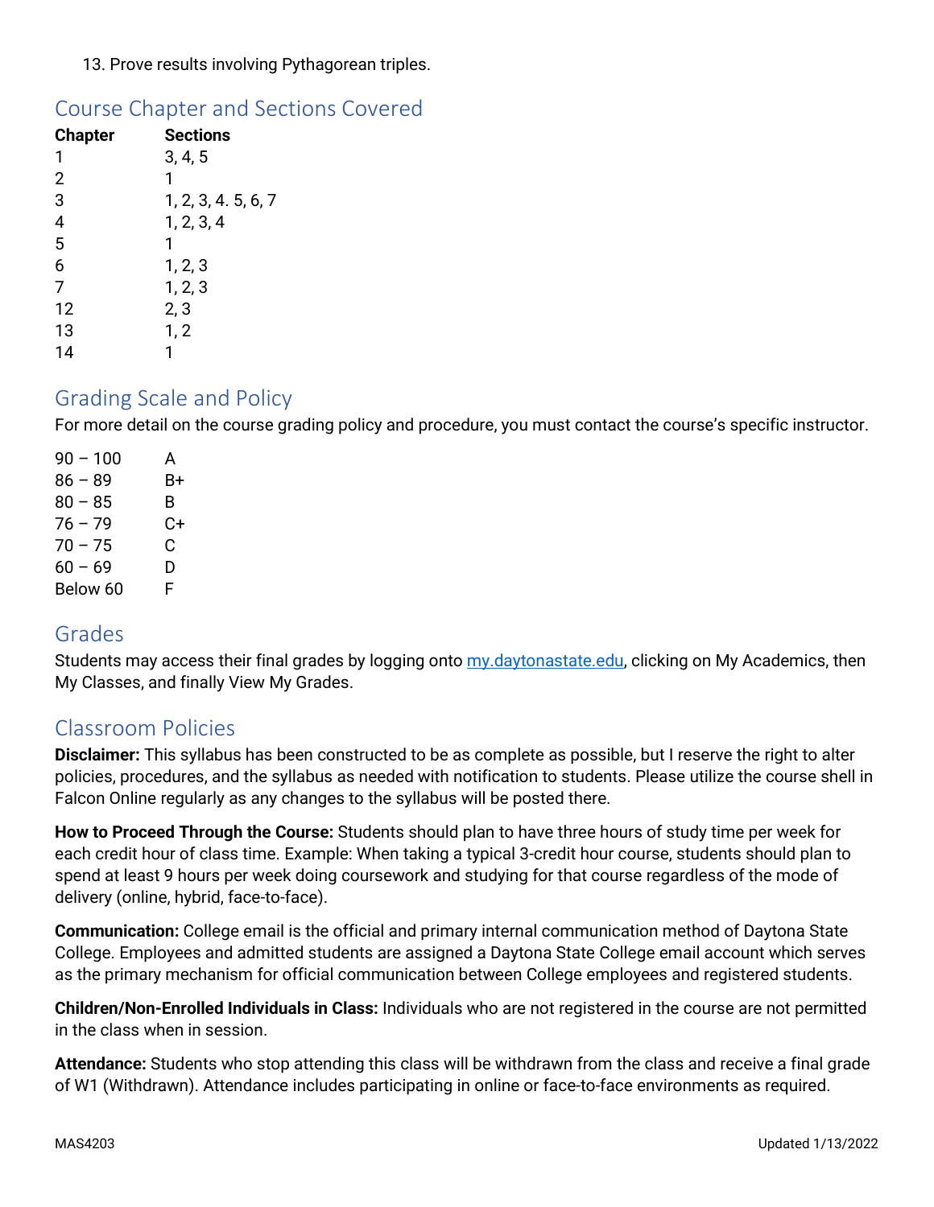13. Prove results involving Pythagorean triples.

## Course Chapter and Sections Covered

| Chapter | Sections |
| --- | --- |
| 1 | 3, 4, 5 |
| 2 | 1 |
| 3 | 1, 2, 3, 4. 5, 6, 7 |
| 4 | 1, 2, 3, 4 |
| 5 | 1 |
| 6 | 1, 2, 3 |
| 7 | 1, 2, 3 |
| 12 | 2, 3 |
| 13 | 1, 2 |
| 14 | 1 |

## Grading Scale and Policy

For more detail on the course grading policy and procedure, you must contact the course's specific instructor.

| | |
| --- | --- |
| 90 – 100 | A |
| 86 – 89 | B+ |
| 80 – 85 | B |
| 76 – 79 | C+ |
| 70 – 75 | C |
| 60 – 69 | D |
| Below 60 | F |

## Grades

Students may access their final grades by logging onto my.daytonastate.edu, clicking on My Academics, then My Classes, and finally View My Grades.

## Classroom Policies

**Disclaimer:** This syllabus has been constructed to be as complete as possible, but I reserve the right to alter policies, procedures, and the syllabus as needed with notification to students. Please utilize the course shell in Falcon Online regularly as any changes to the syllabus will be posted there.

**How to Proceed Through the Course:** Students should plan to have three hours of study time per week for each credit hour of class time. Example: When taking a typical 3-credit hour course, students should plan to spend at least 9 hours per week doing coursework and studying for that course regardless of the mode of delivery (online, hybrid, face-to-face).

**Communication:** College email is the official and primary internal communication method of Daytona State College. Employees and admitted students are assigned a Daytona State College email account which serves as the primary mechanism for official communication between College employees and registered students.

**Children/Non-Enrolled Individuals in Class:** Individuals who are not registered in the course are not permitted in the class when in session.

**Attendance:** Students who stop attending this class will be withdrawn from the class and receive a final grade of W1 (Withdrawn). Attendance includes participating in online or face-to-face environments as required.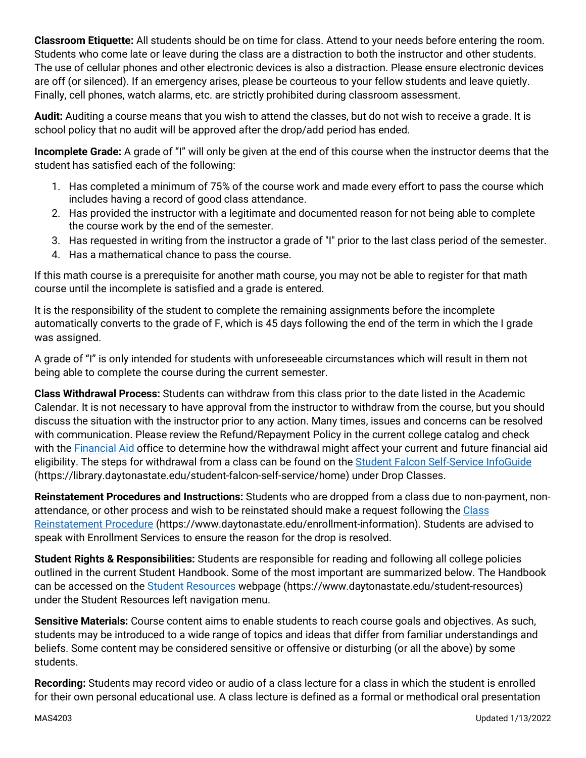**Classroom Etiquette:** All students should be on time for class. Attend to your needs before entering the room. Students who come late or leave during the class are a distraction to both the instructor and other students. The use of cellular phones and other electronic devices is also a distraction. Please ensure electronic devices are off (or silenced). If an emergency arises, please be courteous to your fellow students and leave quietly. Finally, cell phones, watch alarms, etc. are strictly prohibited during classroom assessment.

**Audit:** Auditing a course means that you wish to attend the classes, but do not wish to receive a grade. It is school policy that no audit will be approved after the drop/add period has ended.

**Incomplete Grade:** A grade of "I" will only be given at the end of this course when the instructor deems that the student has satisfied each of the following:

1. Has completed a minimum of 75% of the course work and made every effort to pass the course which includes having a record of good class attendance.
2. Has provided the instructor with a legitimate and documented reason for not being able to complete the course work by the end of the semester.
3. Has requested in writing from the instructor a grade of "I" prior to the last class period of the semester.
4. Has a mathematical chance to pass the course.

If this math course is a prerequisite for another math course, you may not be able to register for that math course until the incomplete is satisfied and a grade is entered.

It is the responsibility of the student to complete the remaining assignments before the incomplete automatically converts to the grade of F, which is 45 days following the end of the term in which the I grade was assigned.

A grade of "I" is only intended for students with unforeseeable circumstances which will result in them not being able to complete the course during the current semester.

**Class Withdrawal Process:** Students can withdraw from this class prior to the date listed in the Academic Calendar. It is not necessary to have approval from the instructor to withdraw from the course, but you should discuss the situation with the instructor prior to any action. Many times, issues and concerns can be resolved with communication. Please review the Refund/Repayment Policy in the current college catalog and check with the Financial Aid office to determine how the withdrawal might affect your current and future financial aid eligibility. The steps for withdrawal from a class can be found on the Student Falcon Self-Service InfoGuide (https://library.daytonastate.edu/student-falcon-self-service/home) under Drop Classes.

**Reinstatement Procedures and Instructions:** Students who are dropped from a class due to non-payment, non-attendance, or other process and wish to be reinstated should make a request following the Class Reinstatement Procedure (https://www.daytonastate.edu/enrollment-information). Students are advised to speak with Enrollment Services to ensure the reason for the drop is resolved.

**Student Rights & Responsibilities:** Students are responsible for reading and following all college policies outlined in the current Student Handbook. Some of the most important are summarized below. The Handbook can be accessed on the Student Resources webpage (https://www.daytonastate.edu/student-resources) under the Student Resources left navigation menu.

**Sensitive Materials:** Course content aims to enable students to reach course goals and objectives. As such, students may be introduced to a wide range of topics and ideas that differ from familiar understandings and beliefs. Some content may be considered sensitive or offensive or disturbing (or all the above) by some students.

**Recording:** Students may record video or audio of a class lecture for a class in which the student is enrolled for their own personal educational use. A class lecture is defined as a formal or methodical oral presentation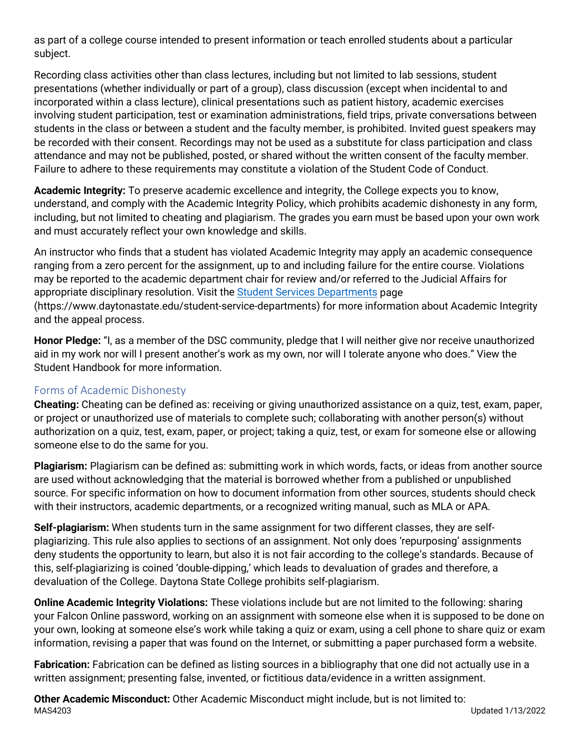as part of a college course intended to present information or teach enrolled students about a particular subject.

Recording class activities other than class lectures, including but not limited to lab sessions, student presentations (whether individually or part of a group), class discussion (except when incidental to and incorporated within a class lecture), clinical presentations such as patient history, academic exercises involving student participation, test or examination administrations, field trips, private conversations between students in the class or between a student and the faculty member, is prohibited. Invited guest speakers may be recorded with their consent. Recordings may not be used as a substitute for class participation and class attendance and may not be published, posted, or shared without the written consent of the faculty member. Failure to adhere to these requirements may constitute a violation of the Student Code of Conduct.

**Academic Integrity:** To preserve academic excellence and integrity, the College expects you to know, understand, and comply with the Academic Integrity Policy, which prohibits academic dishonesty in any form, including, but not limited to cheating and plagiarism. The grades you earn must be based upon your own work and must accurately reflect your own knowledge and skills.

An instructor who finds that a student has violated Academic Integrity may apply an academic consequence ranging from a zero percent for the assignment, up to and including failure for the entire course. Violations may be reported to the academic department chair for review and/or referred to the Judicial Affairs for appropriate disciplinary resolution. Visit the [Student Services Departments](https://www.daytonastate.edu/student-service-departments) page (https://www.daytonastate.edu/student-service-departments) for more information about Academic Integrity and the appeal process.

**Honor Pledge:** "I, as a member of the DSC community, pledge that I will neither give nor receive unauthorized aid in my work nor will I present another's work as my own, nor will I tolerate anyone who does." View the Student Handbook for more information.

## Forms of Academic Dishonesty

**Cheating:** Cheating can be defined as: receiving or giving unauthorized assistance on a quiz, test, exam, paper, or project or unauthorized use of materials to complete such; collaborating with another person(s) without authorization on a quiz, test, exam, paper, or project; taking a quiz, test, or exam for someone else or allowing someone else to do the same for you.

**Plagiarism:** Plagiarism can be defined as: submitting work in which words, facts, or ideas from another source are used without acknowledging that the material is borrowed whether from a published or unpublished source. For specific information on how to document information from other sources, students should check with their instructors, academic departments, or a recognized writing manual, such as MLA or APA.

**Self-plagiarism:** When students turn in the same assignment for two different classes, they are self-plagiarizing. This rule also applies to sections of an assignment. Not only does 'repurposing' assignments deny students the opportunity to learn, but also it is not fair according to the college's standards. Because of this, self-plagiarizing is coined 'double-dipping,' which leads to devaluation of grades and therefore, a devaluation of the College. Daytona State College prohibits self-plagiarism.

**Online Academic Integrity Violations:** These violations include but are not limited to the following: sharing your Falcon Online password, working on an assignment with someone else when it is supposed to be done on your own, looking at someone else's work while taking a quiz or exam, using a cell phone to share quiz or exam information, revising a paper that was found on the Internet, or submitting a paper purchased form a website.

**Fabrication:** Fabrication can be defined as listing sources in a bibliography that one did not actually use in a written assignment; presenting false, invented, or fictitious data/evidence in a written assignment.

**Other Academic Misconduct:** Other Academic Misconduct might include, but is not limited to: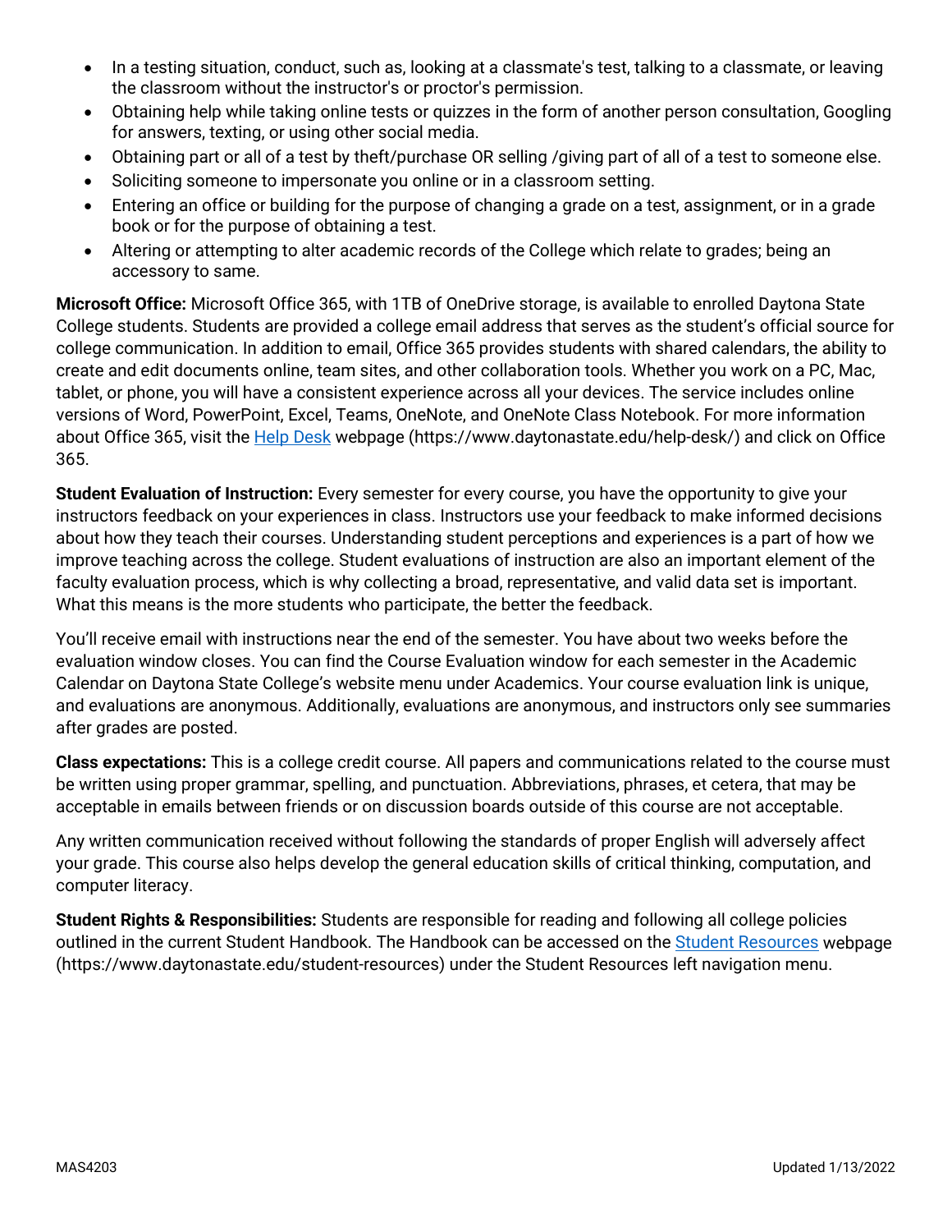- In a testing situation, conduct, such as, looking at a classmate's test, talking to a classmate, or leaving the classroom without the instructor's or proctor's permission.
- Obtaining help while taking online tests or quizzes in the form of another person consultation, Googling for answers, texting, or using other social media.
- Obtaining part or all of a test by theft/purchase OR selling /giving part of all of a test to someone else.
- Soliciting someone to impersonate you online or in a classroom setting.
- Entering an office or building for the purpose of changing a grade on a test, assignment, or in a grade book or for the purpose of obtaining a test.
- Altering or attempting to alter academic records of the College which relate to grades; being an accessory to same.

**Microsoft Office:** Microsoft Office 365, with 1TB of OneDrive storage, is available to enrolled Daytona State College students. Students are provided a college email address that serves as the student's official source for college communication. In addition to email, Office 365 provides students with shared calendars, the ability to create and edit documents online, team sites, and other collaboration tools. Whether you work on a PC, Mac, tablet, or phone, you will have a consistent experience across all your devices. The service includes online versions of Word, PowerPoint, Excel, Teams, OneNote, and OneNote Class Notebook. For more information about Office 365, visit the [Help Desk](https://www.daytonastate.edu/help-desk/) webpage (https://www.daytonastate.edu/help-desk/) and click on Office 365.

**Student Evaluation of Instruction:** Every semester for every course, you have the opportunity to give your instructors feedback on your experiences in class. Instructors use your feedback to make informed decisions about how they teach their courses. Understanding student perceptions and experiences is a part of how we improve teaching across the college. Student evaluations of instruction are also an important element of the faculty evaluation process, which is why collecting a broad, representative, and valid data set is important. What this means is the more students who participate, the better the feedback.

You'll receive email with instructions near the end of the semester. You have about two weeks before the evaluation window closes. You can find the Course Evaluation window for each semester in the Academic Calendar on Daytona State College's website menu under Academics. Your course evaluation link is unique, and evaluations are anonymous. Additionally, evaluations are anonymous, and instructors only see summaries after grades are posted.

**Class expectations:** This is a college credit course. All papers and communications related to the course must be written using proper grammar, spelling, and punctuation. Abbreviations, phrases, et cetera, that may be acceptable in emails between friends or on discussion boards outside of this course are not acceptable.

Any written communication received without following the standards of proper English will adversely affect your grade. This course also helps develop the general education skills of critical thinking, computation, and computer literacy.

**Student Rights & Responsibilities:** Students are responsible for reading and following all college policies outlined in the current Student Handbook. The Handbook can be accessed on the [Student Resources](https://www.daytonastate.edu/student-resources) webpage (https://www.daytonastate.edu/student-resources) under the Student Resources left navigation menu.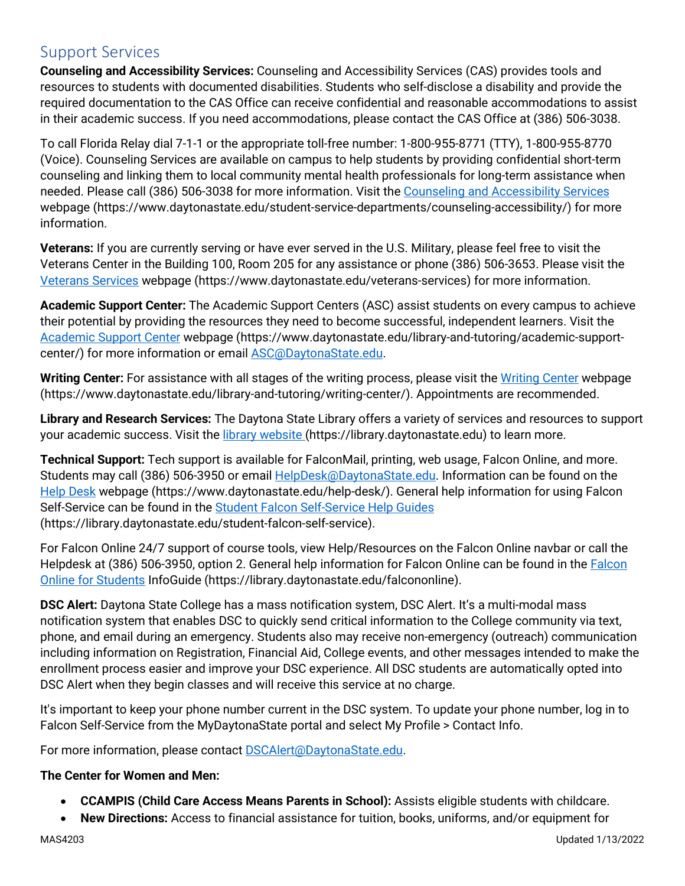## Support Services

**Counseling and Accessibility Services:** Counseling and Accessibility Services (CAS) provides tools and resources to students with documented disabilities. Students who self-disclose a disability and provide the required documentation to the CAS Office can receive confidential and reasonable accommodations to assist in their academic success. If you need accommodations, please contact the CAS Office at (386) 506-3038.

To call Florida Relay dial 7-1-1 or the appropriate toll-free number: 1-800-955-8771 (TTY), 1-800-955-8770 (Voice). Counseling Services are available on campus to help students by providing confidential short-term counseling and linking them to local community mental health professionals for long-term assistance when needed. Please call (386) 506-3038 for more information. Visit the [Counseling and Accessibility Services](https://www.daytonastate.edu/student-service-departments/counseling-accessibility/) webpage (https://www.daytonastate.edu/student-service-departments/counseling-accessibility/) for more information.

**Veterans:** If you are currently serving or have ever served in the U.S. Military, please feel free to visit the Veterans Center in the Building 100, Room 205 for any assistance or phone (386) 506-3653. Please visit the [Veterans Services](https://www.daytonastate.edu/veterans-services) webpage (https://www.daytonastate.edu/veterans-services) for more information.

**Academic Support Center:** The Academic Support Centers (ASC) assist students on every campus to achieve their potential by providing the resources they need to become successful, independent learners. Visit the [Academic Support Center](https://www.daytonastate.edu/library-and-tutoring/academic-support-center/) webpage (https://www.daytonastate.edu/library-and-tutoring/academic-support-center/) for more information or email [ASC@DaytonaState.edu](mailto:ASC@DaytonaState.edu).

**Writing Center:** For assistance with all stages of the writing process, please visit the [Writing Center](https://www.daytonastate.edu/library-and-tutoring/writing-center/) webpage (https://www.daytonastate.edu/library-and-tutoring/writing-center/). Appointments are recommended.

**Library and Research Services:** The Daytona State Library offers a variety of services and resources to support your academic success. Visit the [library website](https://library.daytonastate.edu) (https://library.daytonastate.edu) to learn more.

**Technical Support:** Tech support is available for FalconMail, printing, web usage, Falcon Online, and more. Students may call (386) 506-3950 or email [HelpDesk@DaytonaState.edu](mailto:HelpDesk@DaytonaState.edu). Information can be found on the [Help Desk](https://www.daytonastate.edu/help-desk/) webpage (https://www.daytonastate.edu/help-desk/). General help information for using Falcon Self-Service can be found in the [Student Falcon Self-Service Help Guides](https://library.daytonastate.edu/student-falcon-self-service) (https://library.daytonastate.edu/student-falcon-self-service).

For Falcon Online 24/7 support of course tools, view Help/Resources on the Falcon Online navbar or call the Helpdesk at (386) 506-3950, option 2. General help information for Falcon Online can be found in the [Falcon Online for Students](https://library.daytonastate.edu/falcononline) InfoGuide (https://library.daytonastate.edu/falcononline).

**DSC Alert:** Daytona State College has a mass notification system, DSC Alert. It's a multi-modal mass notification system that enables DSC to quickly send critical information to the College community via text, phone, and email during an emergency. Students also may receive non-emergency (outreach) communication including information on Registration, Financial Aid, College events, and other messages intended to make the enrollment process easier and improve your DSC experience. All DSC students are automatically opted into DSC Alert when they begin classes and will receive this service at no charge.

It's important to keep your phone number current in the DSC system. To update your phone number, log in to Falcon Self-Service from the MyDaytonaState portal and select My Profile > Contact Info.

For more information, please contact [DSCAlert@DaytonaState.edu](mailto:DSCAlert@DaytonaState.edu).

**The Center for Women and Men:**

- **CCAMPIS (Child Care Access Means Parents in School):** Assists eligible students with childcare.
- **New Directions:** Access to financial assistance for tuition, books, uniforms, and/or equipment for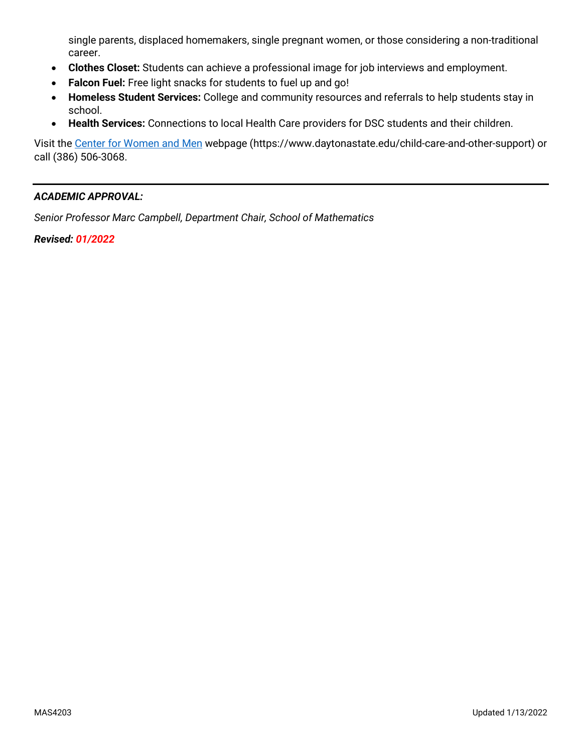single parents, displaced homemakers, single pregnant women, or those considering a non-traditional career.

- **Clothes Closet:** Students can achieve a professional image for job interviews and employment.
- **Falcon Fuel:** Free light snacks for students to fuel up and go!
- **Homeless Student Services:** College and community resources and referrals to help students stay in school.
- **Health Services:** Connections to local Health Care providers for DSC students and their children.

Visit the [Center for Women and Men](https://www.daytonastate.edu/child-care-and-other-support) webpage (https://www.daytonastate.edu/child-care-and-other-support) or call (386) 506-3068.

---

***ACADEMIC APPROVAL:***

*Senior Professor Marc Campbell, Department Chair, School of Mathematics*

***Revised: 01/2022***